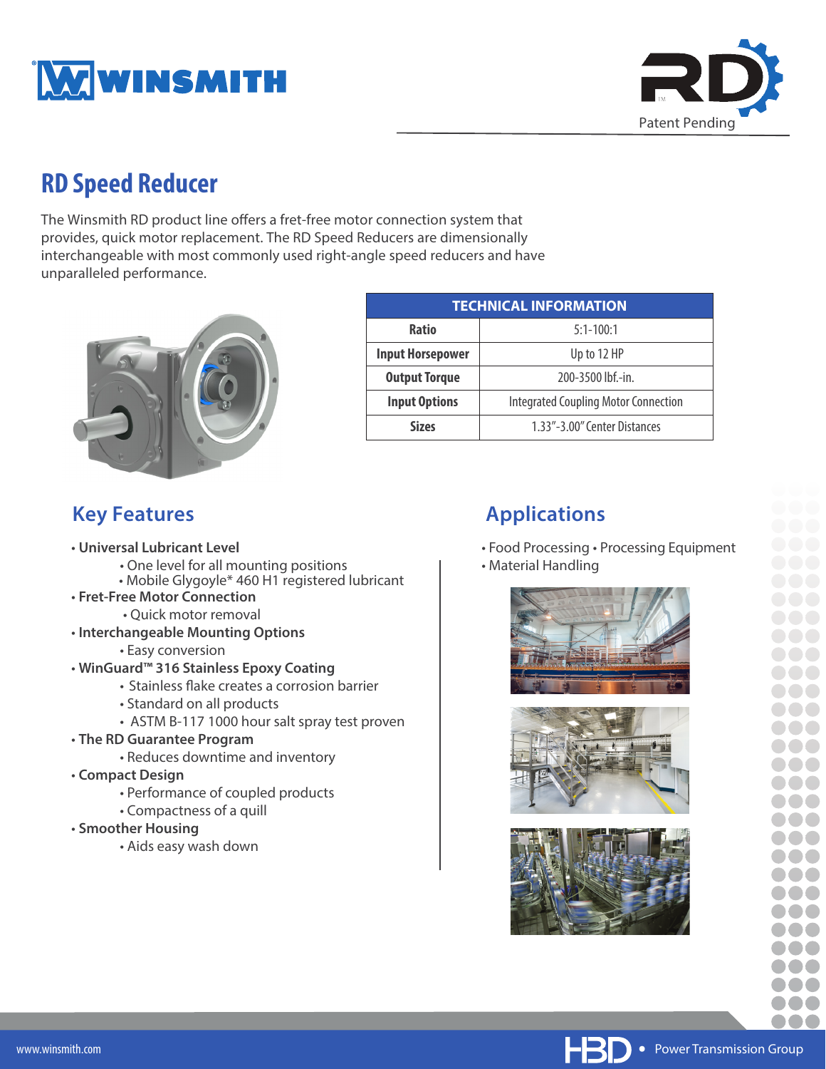# RD Speed Reducer

The Winsmith RD product line offers a fret-free motor connection system that provides, quick motor replacement. The RD Speed Reducers are dimensionally interchangeable with most commonly used right-angle speed reducers and have unparalleled performance.

| TECHNICAL INFORMATION | |
|---|---|
| Ratio | 5:1-100:1 |
| Input Horsepower | Up to 12 HP |
| Output Torque | 200-3500 lbf.-in. |
| Input Options | Integrated Coupling Motor Connection |
| Sizes | 1.33"-3.00" Center Distances |

## Key Features

- **Universal Lubricant Level**
  - One level for all mounting positions
  - Mobile Glygoyle* 460 H1 registered lubricant
- **Fret-Free Motor Connection**
  - Quick motor removal
- **Interchangeable Mounting Options**
  - Easy conversion
- **WinGuard™ 316 Stainless Epoxy Coating**
  - Stainless flake creates a corrosion barrier
  - Standard on all products
  - ASTM B-117 1000 hour salt spray test proven
- **The RD Guarantee Program**
  - Reduces downtime and inventory
- **Compact Design**
  - Performance of coupled products
  - Compactness of a quill
- **Smoother Housing**
  - Aids easy wash down

## Applications

- Food Processing • Processing Equipment
- Material Handling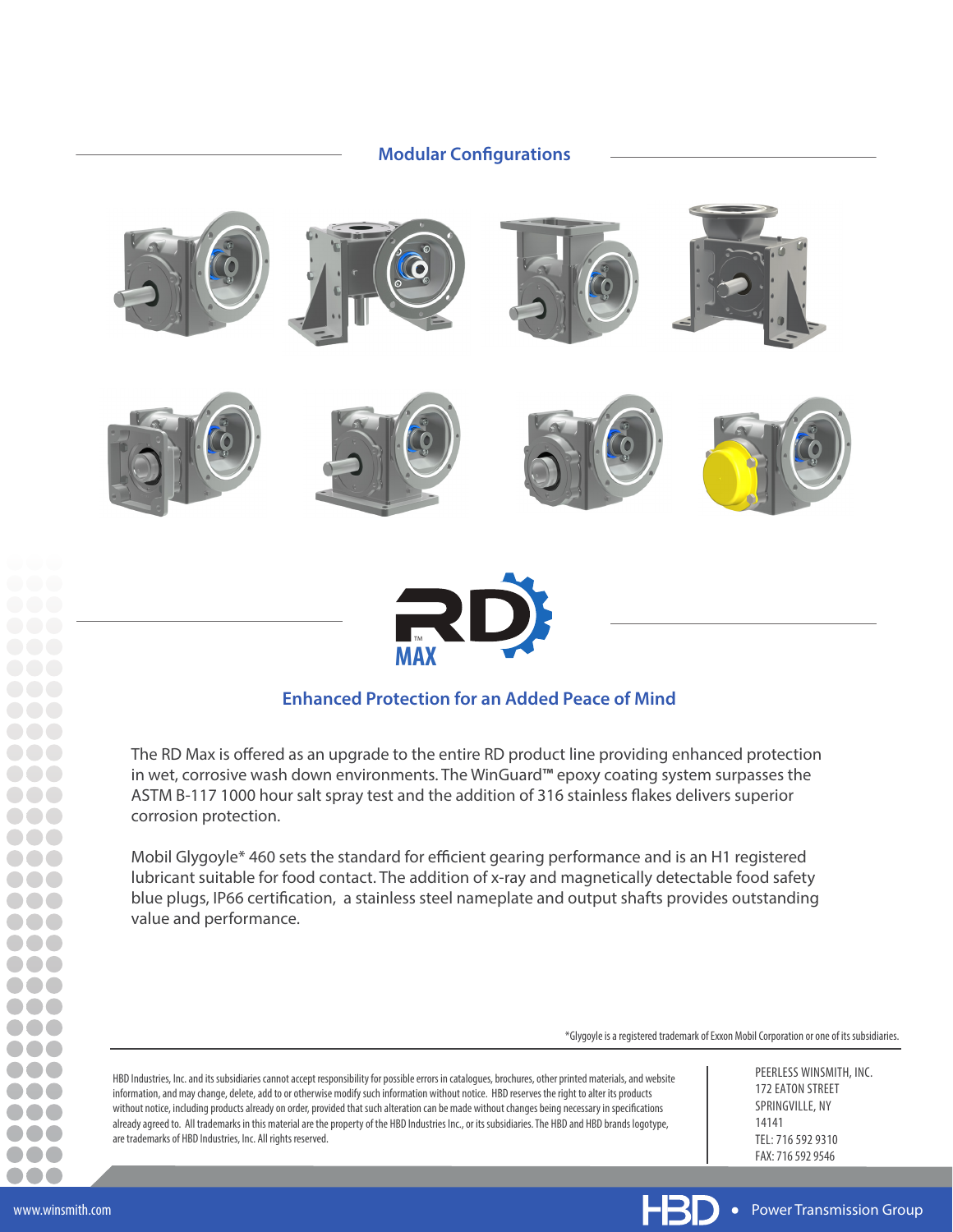## Modular Configurations

RD™ MAX

## Enhanced Protection for an Added Peace of Mind

The RD Max is offered as an upgrade to the entire RD product line providing enhanced protection in wet, corrosive wash down environments. The WinGuard™ epoxy coating system surpasses the ASTM B-117 1000 hour salt spray test and the addition of 316 stainless flakes delivers superior corrosion protection.

Mobil Glygoyle* 460 sets the standard for efficient gearing performance and is an H1 registered lubricant suitable for food contact. The addition of x-ray and magnetically detectable food safety blue plugs, IP66 certification, a stainless steel nameplate and output shafts provides outstanding value and performance.

*Glygoyle is a registered trademark of Exxon Mobil Corporation or one of its subsidiaries.

HBD Industries, Inc. and its subsidiaries cannot accept responsibility for possible errors in catalogues, brochures, other printed materials, and website information, and may change, delete, add to or otherwise modify such information without notice. HBD reserves the right to alter its products without notice, including products already on order, provided that such alteration can be made without changes being necessary in specifications already agreed to. All trademarks in this material are the property of the HBD Industries Inc., or its subsidiaries. The HBD and HBD brands logotype, are trademarks of HBD Industries, Inc. All rights reserved.

PEERLESS WINSMITH, INC.
172 EATON STREET
SPRINGVILLE, NY
14141
TEL: 716 592 9310
FAX: 716 592 9546

www.winsmith.com

HBD • Power Transmission Group